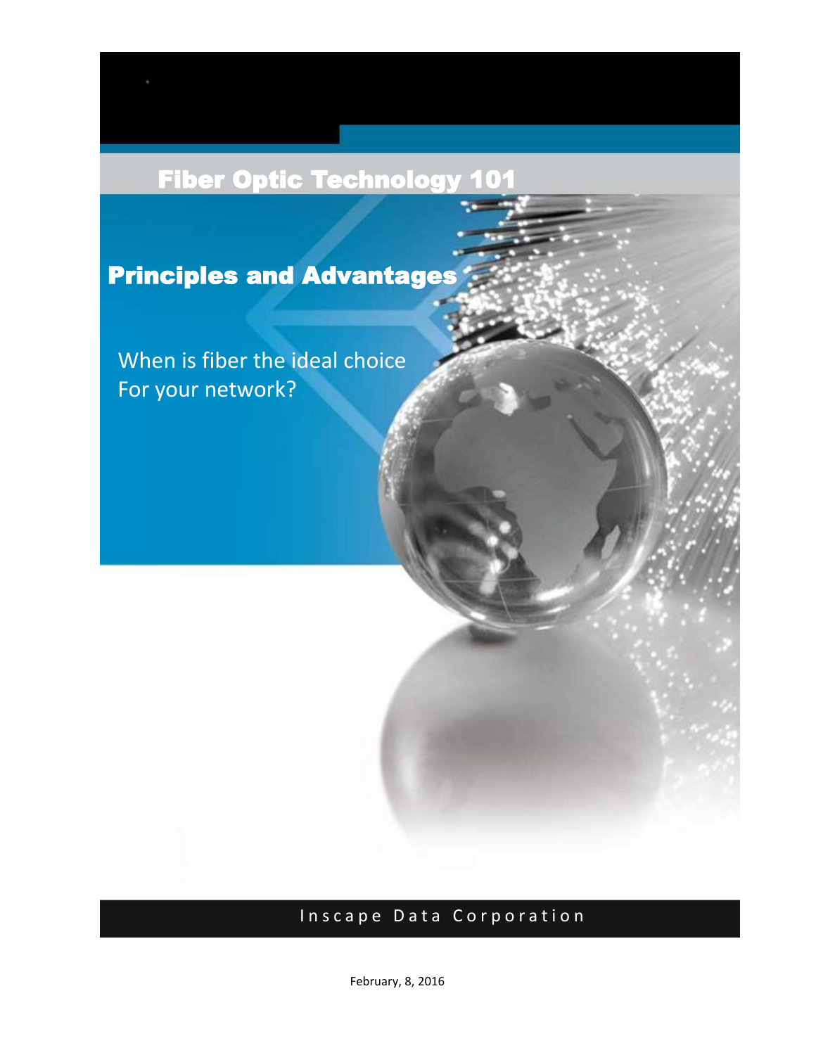# Fiber Optic Technology 101

## Principles and Advantages

When is fiber the ideal choice
For your network?

Inscape Data Corporation

February, 8, 2016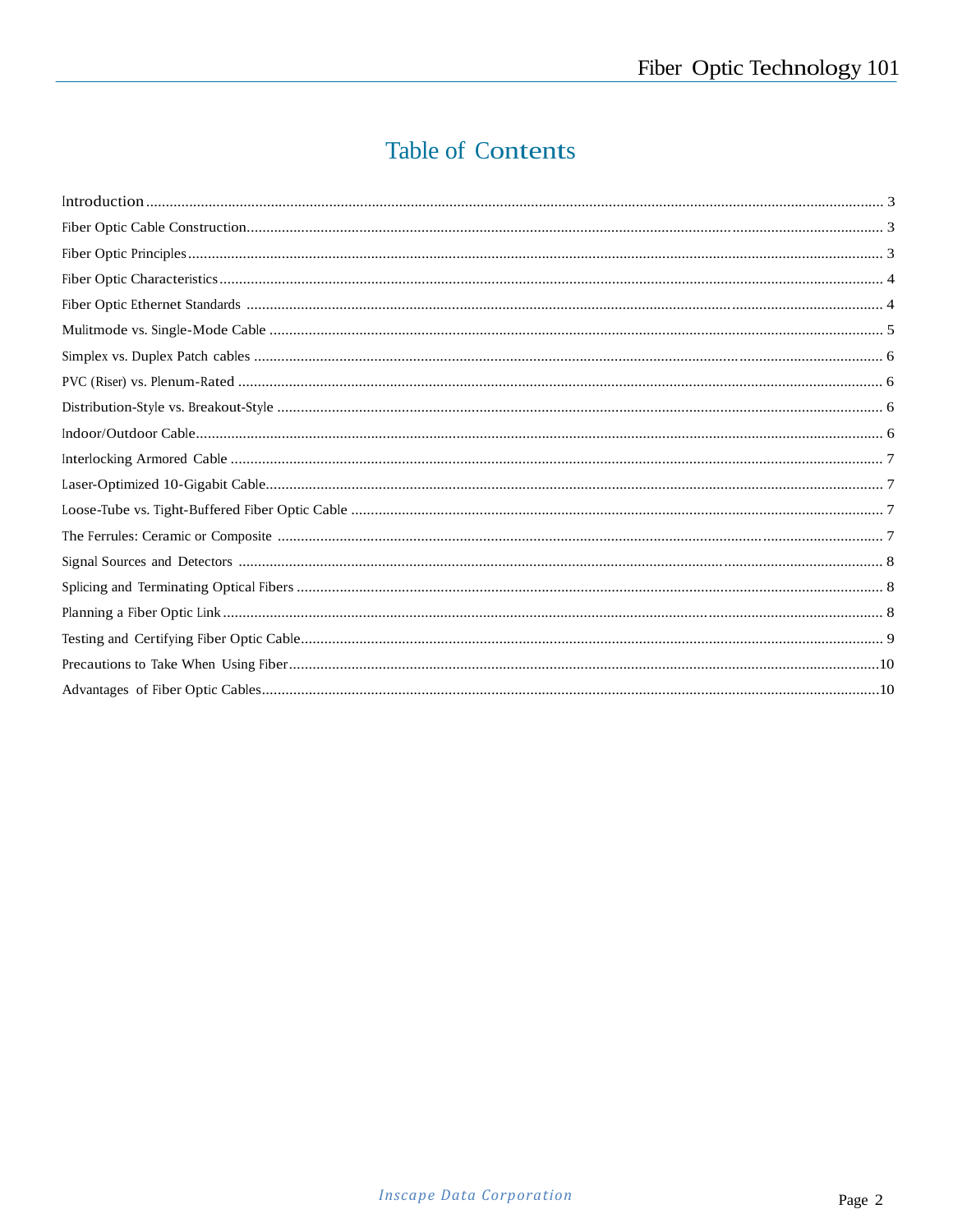# Table of Contents

Introduction ........................................................................................ 3
Fiber Optic Cable Construction.................................................................... 3
Fiber Optic Principles .............................................................................. 3
Fiber Optic Characteristics ........................................................................ 4
Fiber Optic Ethernet Standards ................................................................... 4
Mulitmode vs. Single-Mode Cable ................................................................ 5
Simplex vs. Duplex Patch cables .................................................................. 6
PVC (Riser) vs. Plenum-Rated ..................................................................... 6
Distribution-Style vs. Breakout-Style ............................................................ 6
Indoor/Outdoor Cable................................................................................ 6
Interlocking Armored Cable ........................................................................ 7
Laser-Optimized 10-Gigabit Cable................................................................ 7
Loose-Tube vs. Tight-Buffered Fiber Optic Cable ............................................ 7
The Ferrules: Ceramic or Composite ............................................................ 7
Signal Sources and Detectors ...................................................................... 8
Splicing and Terminating Optical Fibers ........................................................ 8
Planning a Fiber Optic Link ........................................................................ 8
Testing and Certifying Fiber Optic Cable........................................................ 9
Precautions to Take When Using Fiber.......................................................... 10
Advantages of Fiber Optic Cables................................................................. 10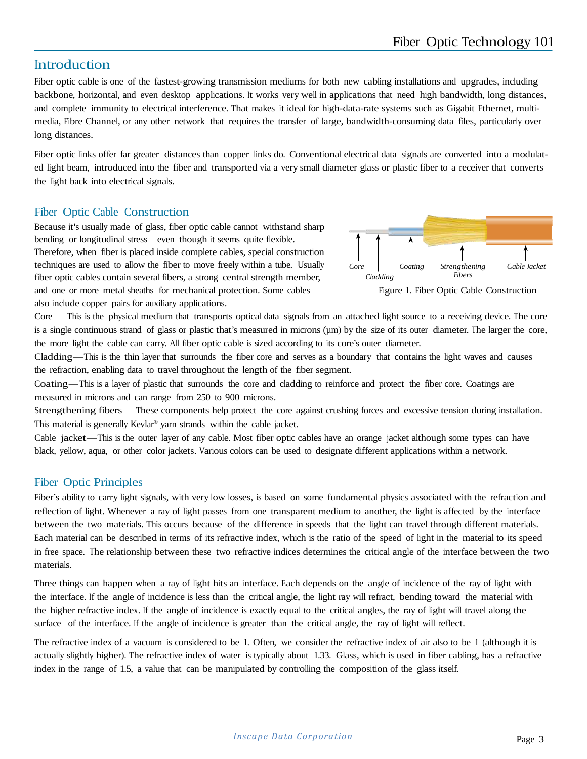## Introduction

Fiber optic cable is one of the fastest-growing transmission mediums for both new cabling installations and upgrades, including backbone, horizontal, and even desktop applications. It works very well in applications that need high bandwidth, long distances, and complete immunity to electrical interference. That makes it ideal for high-data-rate systems such as Gigabit Ethernet, multimedia, Fibre Channel, or any other network that requires the transfer of large, bandwidth-consuming data files, particularly over long distances.

Fiber optic links offer far greater distances than copper links do. Conventional electrical data signals are converted into a modulated light beam, introduced into the fiber and transported via a very small diameter glass or plastic fiber to a receiver that converts the light back into electrical signals.

## Fiber Optic Cable Construction

Because it's usually made of glass, fiber optic cable cannot withstand sharp bending or longitudinal stress—even though it seems quite flexible. Therefore, when fiber is placed inside complete cables, special construction techniques are used to allow the fiber to move freely within a tube. Usually fiber optic cables contain several fibers, a strong central strength member, and one or more metal sheaths for mechanical protection. Some cables also include copper pairs for auxiliary applications.

*Core* *Cladding* *Coating* *Strengthening Fibers* *Cable Jacket*

Figure 1. Fiber Optic Cable Construction

Core —This is the physical medium that transports optical data signals from an attached light source to a receiving device. The core is a single continuous strand of glass or plastic that's measured in microns (µm) by the size of its outer diameter. The larger the core, the more light the cable can carry. All fiber optic cable is sized according to its core's outer diameter.

Cladding—This is the thin layer that surrounds the fiber core and serves as a boundary that contains the light waves and causes the refraction, enabling data to travel throughout the length of the fiber segment.

Coating—This is a layer of plastic that surrounds the core and cladding to reinforce and protect the fiber core. Coatings are measured in microns and can range from 250 to 900 microns.

Strengthening fibers —These components help protect the core against crushing forces and excessive tension during installation. This material is generally Kevlar® yarn strands within the cable jacket.

Cable jacket—This is the outer layer of any cable. Most fiber optic cables have an orange jacket although some types can have black, yellow, aqua, or other color jackets. Various colors can be used to designate different applications within a network.

## Fiber Optic Principles

Fiber's ability to carry light signals, with very low losses, is based on some fundamental physics associated with the refraction and reflection of light. Whenever a ray of light passes from one transparent medium to another, the light is affected by the interface between the two materials. This occurs because of the difference in speeds that the light can travel through different materials. Each material can be described in terms of its refractive index, which is the ratio of the speed of light in the material to its speed in free space. The relationship between these two refractive indices determines the critical angle of the interface between the two materials.

Three things can happen when a ray of light hits an interface. Each depends on the angle of incidence of the ray of light with the interface. If the angle of incidence is less than the critical angle, the light ray will refract, bending toward the material with the higher refractive index. If the angle of incidence is exactly equal to the critical angles, the ray of light will travel along the surface of the interface. If the angle of incidence is greater than the critical angle, the ray of light will reflect.

The refractive index of a vacuum is considered to be 1. Often, we consider the refractive index of air also to be 1 (although it is actually slightly higher). The refractive index of water is typically about 1.33. Glass, which is used in fiber cabling, has a refractive index in the range of 1.5, a value that can be manipulated by controlling the composition of the glass itself.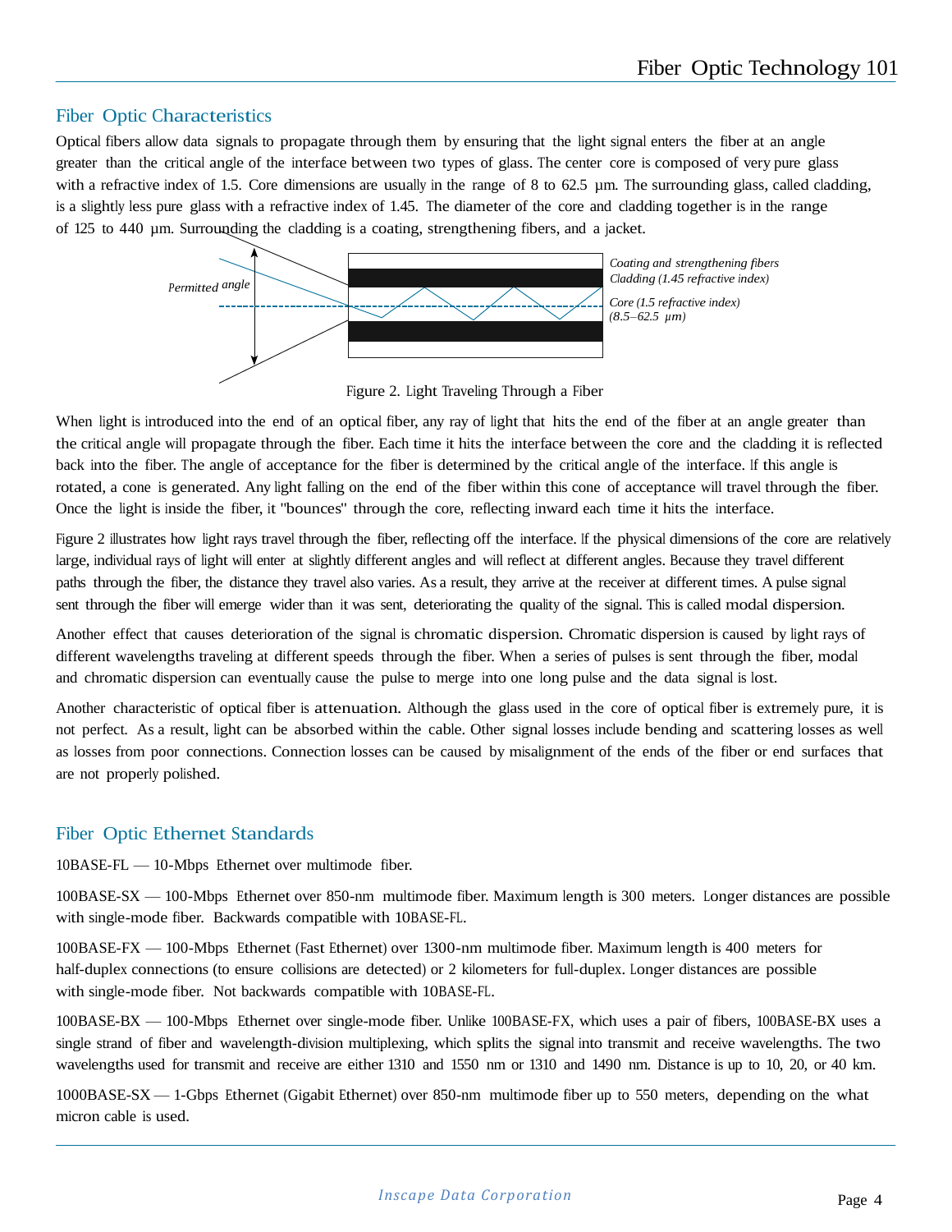## Fiber Optic Characteristics

Optical fibers allow data signals to propagate through them by ensuring that the light signal enters the fiber at an angle greater than the critical angle of the interface between two types of glass. The center core is composed of very pure glass with a refractive index of 1.5. Core dimensions are usually in the range of 8 to 62.5 µm. The surrounding glass, called cladding, is a slightly less pure glass with a refractive index of 1.45. The diameter of the core and cladding together is in the range of 125 to 440 µm. Surrounding the cladding is a coating, strengthening fibers, and a jacket.

*Permitted angle*

*Coating and strengthening fibers*
*Cladding (1.45 refractive index)*
*Core (1.5 refractive index)*
*(8.5–62.5 µm)*

Figure 2. Light Traveling Through a Fiber

When light is introduced into the end of an optical fiber, any ray of light that hits the end of the fiber at an angle greater than the critical angle will propagate through the fiber. Each time it hits the interface between the core and the cladding it is reflected back into the fiber. The angle of acceptance for the fiber is determined by the critical angle of the interface. If this angle is rotated, a cone is generated. Any light falling on the end of the fiber within this cone of acceptance will travel through the fiber. Once the light is inside the fiber, it "bounces" through the core, reflecting inward each time it hits the interface.

Figure 2 illustrates how light rays travel through the fiber, reflecting off the interface. If the physical dimensions of the core are relatively large, individual rays of light will enter at slightly different angles and will reflect at different angles. Because they travel different paths through the fiber, the distance they travel also varies. As a result, they arrive at the receiver at different times. A pulse signal sent through the fiber will emerge wider than it was sent, deteriorating the quality of the signal. This is called modal dispersion.

Another effect that causes deterioration of the signal is chromatic dispersion. Chromatic dispersion is caused by light rays of different wavelengths traveling at different speeds through the fiber. When a series of pulses is sent through the fiber, modal and chromatic dispersion can eventually cause the pulse to merge into one long pulse and the data signal is lost.

Another characteristic of optical fiber is attenuation. Although the glass used in the core of optical fiber is extremely pure, it is not perfect. As a result, light can be absorbed within the cable. Other signal losses include bending and scattering losses as well as losses from poor connections. Connection losses can be caused by misalignment of the ends of the fiber or end surfaces that are not properly polished.

## Fiber Optic Ethernet Standards

10BASE-FL — 10-Mbps Ethernet over multimode fiber.

100BASE-SX — 100-Mbps Ethernet over 850-nm multimode fiber. Maximum length is 300 meters. Longer distances are possible with single-mode fiber. Backwards compatible with 10BASE-FL.

100BASE-FX — 100-Mbps Ethernet (Fast Ethernet) over 1300-nm multimode fiber. Maximum length is 400 meters for half-duplex connections (to ensure collisions are detected) or 2 kilometers for full-duplex. Longer distances are possible with single-mode fiber. Not backwards compatible with 10BASE-FL.

100BASE-BX — 100-Mbps Ethernet over single-mode fiber. Unlike 100BASE-FX, which uses a pair of fibers, 100BASE-BX uses a single strand of fiber and wavelength-division multiplexing, which splits the signal into transmit and receive wavelengths. The two wavelengths used for transmit and receive are either 1310 and 1550 nm or 1310 and 1490 nm. Distance is up to 10, 20, or 40 km.

1000BASE-SX — 1-Gbps Ethernet (Gigabit Ethernet) over 850-nm multimode fiber up to 550 meters, depending on the what micron cable is used.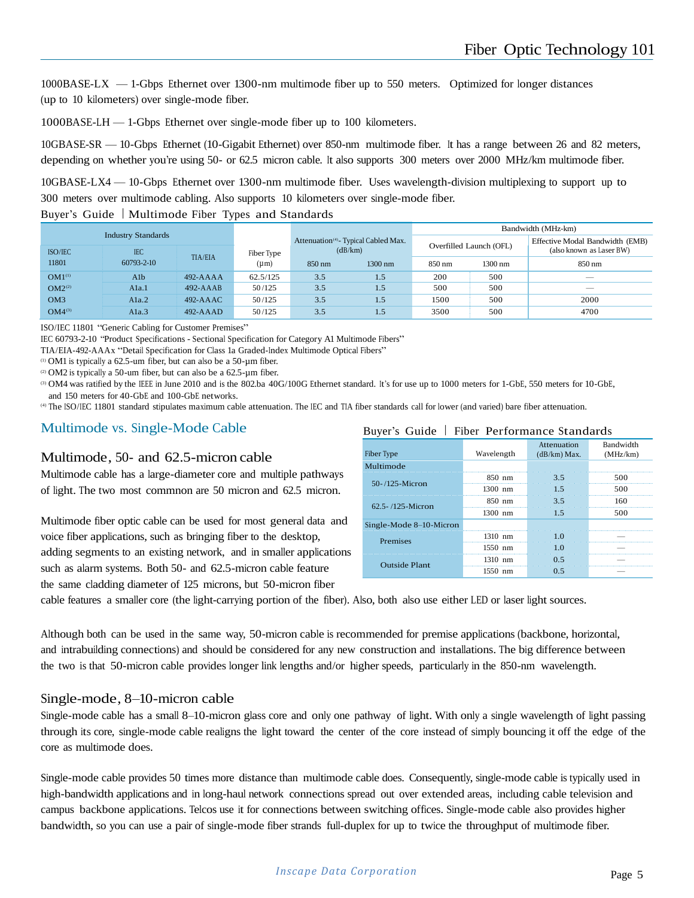1000BASE-LX — 1-Gbps Ethernet over 1300-nm multimode fiber up to 550 meters. Optimized for longer distances (up to 10 kilometers) over single-mode fiber.

1000BASE-LH — 1-Gbps Ethernet over single-mode fiber up to 100 kilometers.

10GBASE-SR — 10-Gbps Ethernet (10-Gigabit Ethernet) over 850-nm multimode fiber. It has a range between 26 and 82 meters, depending on whether you're using 50- or 62.5 micron cable. It also supports 300 meters over 2000 MHz/km multimode fiber.

10GBASE-LX4 — 10-Gbps Ethernet over 1300-nm multimode fiber. Uses wavelength-division multiplexing to support up to 300 meters over multimode cabling. Also supports 10 kilometers over single-mode fiber.

Buyer's Guide | Multimode Fiber Types and Standards

| Industry Standards | | | Fiber Type (µm) | Attenuation[4] - Typical Cabled Max. (dB/km) | | Bandwidth (MHz-km) | | |
|---|---|---|---|---|---|---|---|---|
| | | | | | | Overfilled Launch (OFL) | | Effective Modal Bandwidth (EMB) (also known as Laser BW) |
| ISO/IEC 11801 | IEC 60793-2-10 | TIA/EIA | | 850 nm | 1300 nm | 850 nm | 1300 nm | 850 nm |
| OM1[1] | A1b | 492-AAAA | 62.5/125 | 3.5 | 1.5 | 200 | 500 | — |
| OM2[2] | A1a.1 | 492-AAAB | 50/125 | 3.5 | 1.5 | 500 | 500 | — |
| OM3 | A1a.2 | 492-AAAC | 50/125 | 3.5 | 1.5 | 1500 | 500 | 2000 |
| OM4[3] | A1a.3 | 492-AAAD | 50/125 | 3.5 | 1.5 | 3500 | 500 | 4700 |

ISO/IEC 11801 "Generic Cabling for Customer Premises"
IEC 60793-2-10 "Product Specifications - Sectional Specification for Category A1 Multimode Fibers"
TIA/EIA-492-AAAx "Detail Specification for Class 1a Graded-Index Multimode Optical Fibers"
[1] OM1 is typically a 62.5-um fiber, but can also be a 50-µm fiber.
[2] OM2 is typically a 50-um fiber, but can also be a 62.5-µm fiber.
[3] OM4 was ratified by the IEEE in June 2010 and is the 802.ba 40G/100G Ethernet standard. It's for use up to 1000 meters for 1-GbE, 550 meters for 10-GbE, and 150 meters for 40-GbE and 100-GbE networks.
[4] The ISO/IEC 11801 standard stipulates maximum cable attenuation. The IEC and TIA fiber standards call for lower (and varied) bare fiber attenuation.

## Multimode vs. Single-Mode Cable

### Multimode, 50- and 62.5-micron cable

Multimode cable has a large-diameter core and multiple pathways of light. The two most commnon are 50 micron and 62.5 micron.

Multimode fiber optic cable can be used for most general data and voice fiber applications, such as bringing fiber to the desktop, adding segments to an existing network, and in smaller applications such as alarm systems. Both 50- and 62.5-micron cable feature the same cladding diameter of 125 microns, but 50-micron fiber cable features a smaller core (the light-carrying portion of the fiber). Also, both also use either LED or laser light sources.

Buyer's Guide | Fiber Performance Standards

| Fiber Type | Wavelength | Attenuation (dB/km) Max. | Bandwidth (MHz/km) |
|---|---|---|---|
| Multimode | | | |
| 50-/125-Micron | 850 nm | 3.5 | 500 |
| | 1300 nm | 1.5 | 500 |
| 62.5-/125-Micron | 850 nm | 3.5 | 160 |
| | 1300 nm | 1.5 | 500 |
| Single-Mode 8–10-Micron | | | |
| Premises | 1310 nm | 1.0 | — |
| | 1550 nm | 1.0 | — |
| Outside Plant | 1310 nm | 0.5 | — |
| | 1550 nm | 0.5 | — |

Although both can be used in the same way, 50-micron cable is recommended for premise applications (backbone, horizontal, and intrabuilding connections) and should be considered for any new construction and installations. The big difference between the two is that 50-micron cable provides longer link lengths and/or higher speeds, particularly in the 850-nm wavelength.

### Single-mode, 8–10-micron cable

Single-mode cable has a small 8–10-micron glass core and only one pathway of light. With only a single wavelength of light passing through its core, single-mode cable realigns the light toward the center of the core instead of simply bouncing it off the edge of the core as multimode does.

Single-mode cable provides 50 times more distance than multimode cable does. Consequently, single-mode cable is typically used in high-bandwidth applications and in long-haul network connections spread out over extended areas, including cable television and campus backbone applications. Telcos use it for connections between switching offices. Single-mode cable also provides higher bandwidth, so you can use a pair of single-mode fiber strands full-duplex for up to twice the throughput of multimode fiber.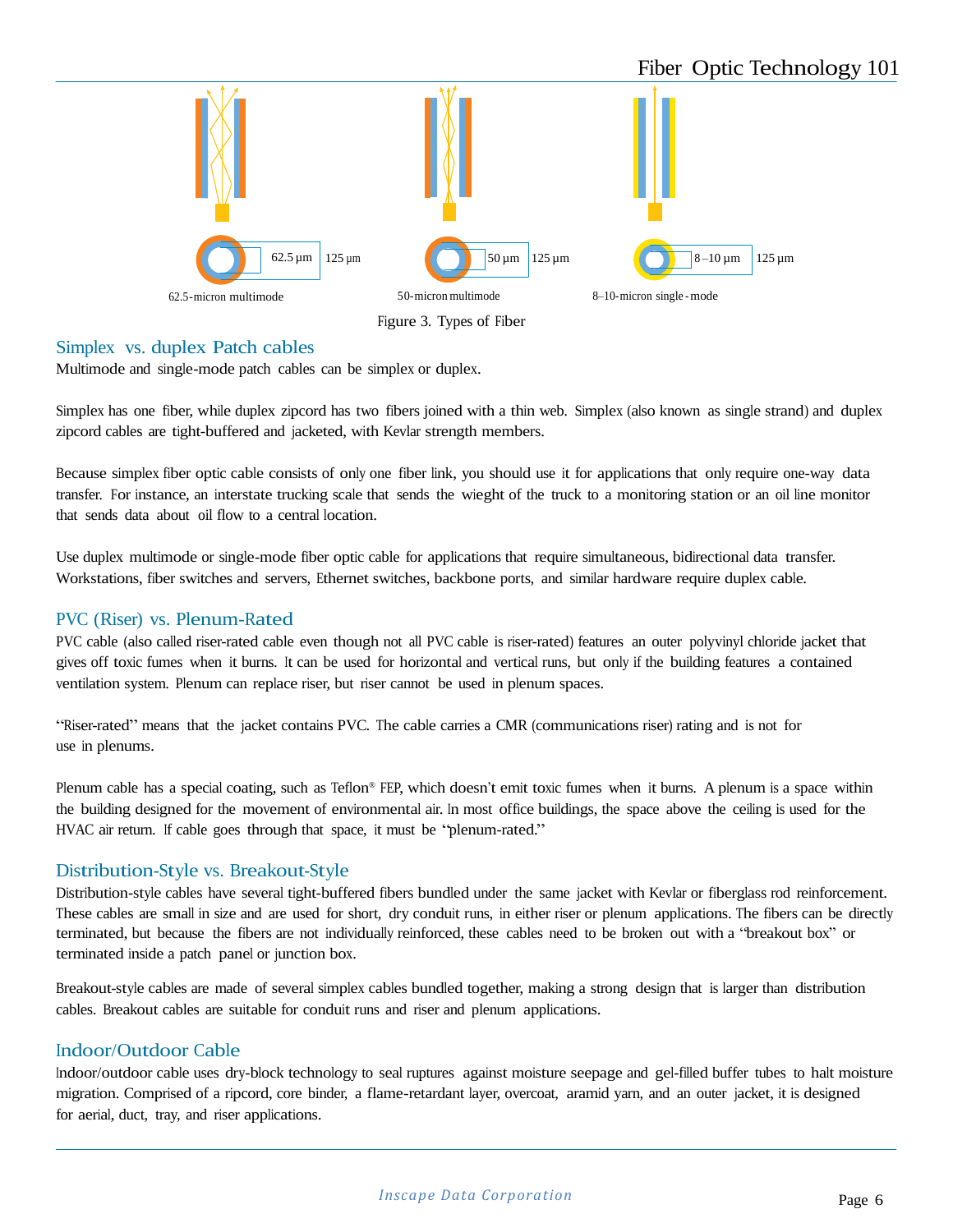62.5 µm 125 µm

62.5-micron multimode

50 µm 125 µm

50-micron multimode

8–10 µm 125 µm

8–10-micron single-mode

Figure 3. Types of Fiber

## Simplex vs. duplex Patch cables

Multimode and single-mode patch cables can be simplex or duplex.

Simplex has one fiber, while duplex zipcord has two fibers joined with a thin web. Simplex (also known as single strand) and duplex zipcord cables are tight-buffered and jacketed, with Kevlar strength members.

Because simplex fiber optic cable consists of only one fiber link, you should use it for applications that only require one-way data transfer. For instance, an interstate trucking scale that sends the wieght of the truck to a monitoring station or an oil line monitor that sends data about oil flow to a central location.

Use duplex multimode or single-mode fiber optic cable for applications that require simultaneous, bidirectional data transfer. Workstations, fiber switches and servers, Ethernet switches, backbone ports, and similar hardware require duplex cable.

## PVC (Riser) vs. Plenum-Rated

PVC cable (also called riser-rated cable even though not all PVC cable is riser-rated) features an outer polyvinyl chloride jacket that gives off toxic fumes when it burns. It can be used for horizontal and vertical runs, but only if the building features a contained ventilation system. Plenum can replace riser, but riser cannot be used in plenum spaces.

"Riser-rated" means that the jacket contains PVC. The cable carries a CMR (communications riser) rating and is not for use in plenums.

Plenum cable has a special coating, such as Teflon® FEP, which doesn't emit toxic fumes when it burns. A plenum is a space within the building designed for the movement of environmental air. In most office buildings, the space above the ceiling is used for the HVAC air return. If cable goes through that space, it must be "plenum-rated."

## Distribution-Style vs. Breakout-Style

Distribution-style cables have several tight-buffered fibers bundled under the same jacket with Kevlar or fiberglass rod reinforcement. These cables are small in size and are used for short, dry conduit runs, in either riser or plenum applications. The fibers can be directly terminated, but because the fibers are not individually reinforced, these cables need to be broken out with a "breakout box" or terminated inside a patch panel or junction box.

Breakout-style cables are made of several simplex cables bundled together, making a strong design that is larger than distribution cables. Breakout cables are suitable for conduit runs and riser and plenum applications.

## Indoor/Outdoor Cable

Indoor/outdoor cable uses dry-block technology to seal ruptures against moisture seepage and gel-filled buffer tubes to halt moisture migration. Comprised of a ripcord, core binder, a flame-retardant layer, overcoat, aramid yarn, and an outer jacket, it is designed for aerial, duct, tray, and riser applications.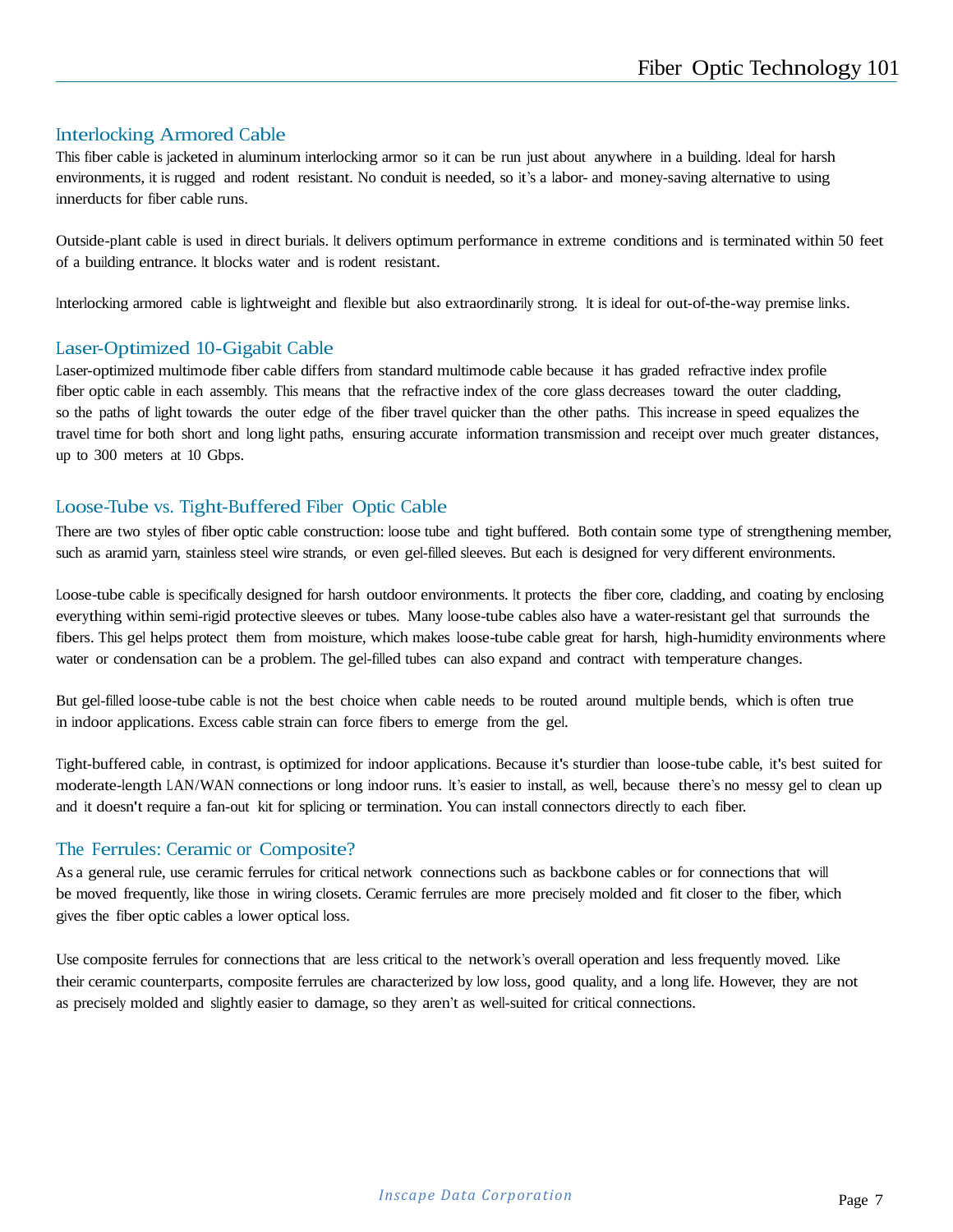## Interlocking Armored Cable

This fiber cable is jacketed in aluminum interlocking armor so it can be run just about anywhere in a building. Ideal for harsh environments, it is rugged and rodent resistant. No conduit is needed, so it's a labor- and money-saving alternative to using innerducts for fiber cable runs.

Outside-plant cable is used in direct burials. It delivers optimum performance in extreme conditions and is terminated within 50 feet of a building entrance. It blocks water and is rodent resistant.

Interlocking armored cable is lightweight and flexible but also extraordinarily strong. It is ideal for out-of-the-way premise links.

## Laser-Optimized 10-Gigabit Cable

Laser-optimized multimode fiber cable differs from standard multimode cable because it has graded refractive index profile fiber optic cable in each assembly. This means that the refractive index of the core glass decreases toward the outer cladding, so the paths of light towards the outer edge of the fiber travel quicker than the other paths. This increase in speed equalizes the travel time for both short and long light paths, ensuring accurate information transmission and receipt over much greater distances, up to 300 meters at 10 Gbps.

## Loose-Tube vs. Tight-Buffered Fiber Optic Cable

There are two styles of fiber optic cable construction: loose tube and tight buffered. Both contain some type of strengthening member, such as aramid yarn, stainless steel wire strands, or even gel-filled sleeves. But each is designed for very different environments.

Loose-tube cable is specifically designed for harsh outdoor environments. It protects the fiber core, cladding, and coating by enclosing everything within semi-rigid protective sleeves or tubes. Many loose-tube cables also have a water-resistant gel that surrounds the fibers. This gel helps protect them from moisture, which makes loose-tube cable great for harsh, high-humidity environments where water or condensation can be a problem. The gel-filled tubes can also expand and contract with temperature changes.

But gel-filled loose-tube cable is not the best choice when cable needs to be routed around multiple bends, which is often true in indoor applications. Excess cable strain can force fibers to emerge from the gel.

Tight-buffered cable, in contrast, is optimized for indoor applications. Because it's sturdier than loose-tube cable, it's best suited for moderate-length LAN/WAN connections or long indoor runs. It's easier to install, as well, because there's no messy gel to clean up and it doesn't require a fan-out kit for splicing or termination. You can install connectors directly to each fiber.

## The Ferrules: Ceramic or Composite?

As a general rule, use ceramic ferrules for critical network connections such as backbone cables or for connections that will be moved frequently, like those in wiring closets. Ceramic ferrules are more precisely molded and fit closer to the fiber, which gives the fiber optic cables a lower optical loss.

Use composite ferrules for connections that are less critical to the network's overall operation and less frequently moved. Like their ceramic counterparts, composite ferrules are characterized by low loss, good quality, and a long life. However, they are not as precisely molded and slightly easier to damage, so they aren't as well-suited for critical connections.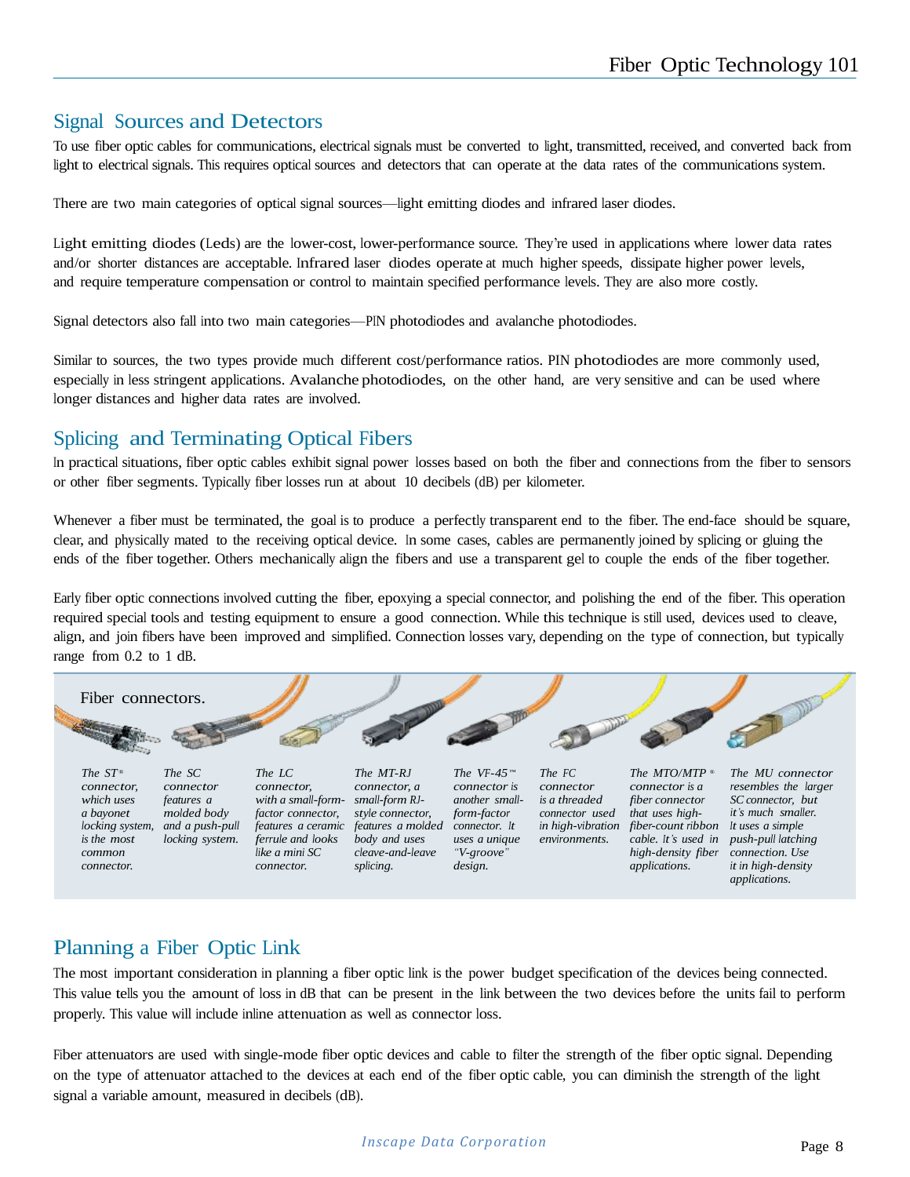## Signal Sources and Detectors

To use fiber optic cables for communications, electrical signals must be converted to light, transmitted, received, and converted back from light to electrical signals. This requires optical sources and detectors that can operate at the data rates of the communications system.

There are two main categories of optical signal sources—light emitting diodes and infrared laser diodes.

Light emitting diodes (Leds) are the lower-cost, lower-performance source. They're used in applications where lower data rates and/or shorter distances are acceptable. Infrared laser diodes operate at much higher speeds, dissipate higher power levels, and require temperature compensation or control to maintain specified performance levels. They are also more costly.

Signal detectors also fall into two main categories—PIN photodiodes and avalanche photodiodes.

Similar to sources, the two types provide much different cost/performance ratios. PIN photodiodes are more commonly used, especially in less stringent applications. Avalanche photodiodes, on the other hand, are very sensitive and can be used where longer distances and higher data rates are involved.

## Splicing and Terminating Optical Fibers

In practical situations, fiber optic cables exhibit signal power losses based on both the fiber and connections from the fiber to sensors or other fiber segments. Typically fiber losses run at about 10 decibels (dB) per kilometer.

Whenever a fiber must be terminated, the goal is to produce a perfectly transparent end to the fiber. The end-face should be square, clear, and physically mated to the receiving optical device. In some cases, cables are permanently joined by splicing or gluing the ends of the fiber together. Others mechanically align the fibers and use a transparent gel to couple the ends of the fiber together.

Early fiber optic connections involved cutting the fiber, epoxying a special connector, and polishing the end of the fiber. This operation required special tools and testing equipment to ensure a good connection. While this technique is still used, devices used to cleave, align, and join fibers have been improved and simplified. Connection losses vary, depending on the type of connection, but typically range from 0.2 to 1 dB.

Fiber connectors.

*The ST® connector, which uses a bayonet locking system, is the most common connector.*

*The SC connector features a molded body and a push-pull locking system.*

*The LC connector, with a small-form-factor connector, features a ceramic ferrule and looks like a mini SC connector.*

*The MT-RJ connector, a small-form RJ-style connector, features a molded body and uses cleave-and-leave splicing.*

*The VF-45™ connector is another small-form-factor connector. It uses a unique "V-groove" design.*

*The FC connector is a threaded connector used in high-vibration environments.*

*The MTO/MTP® connector is a fiber connector that uses high-fiber-count ribbon cable. It's used in high-density fiber applications.*

*The MU connector resembles the larger SC connector, but it's much smaller. It uses a simple push-pull latching connection. Use it in high-density applications.*

## Planning a Fiber Optic Link

The most important consideration in planning a fiber optic link is the power budget specification of the devices being connected. This value tells you the amount of loss in dB that can be present in the link between the two devices before the units fail to perform properly. This value will include inline attenuation as well as connector loss.

Fiber attenuators are used with single-mode fiber optic devices and cable to filter the strength of the fiber optic signal. Depending on the type of attenuator attached to the devices at each end of the fiber optic cable, you can diminish the strength of the light signal a variable amount, measured in decibels (dB).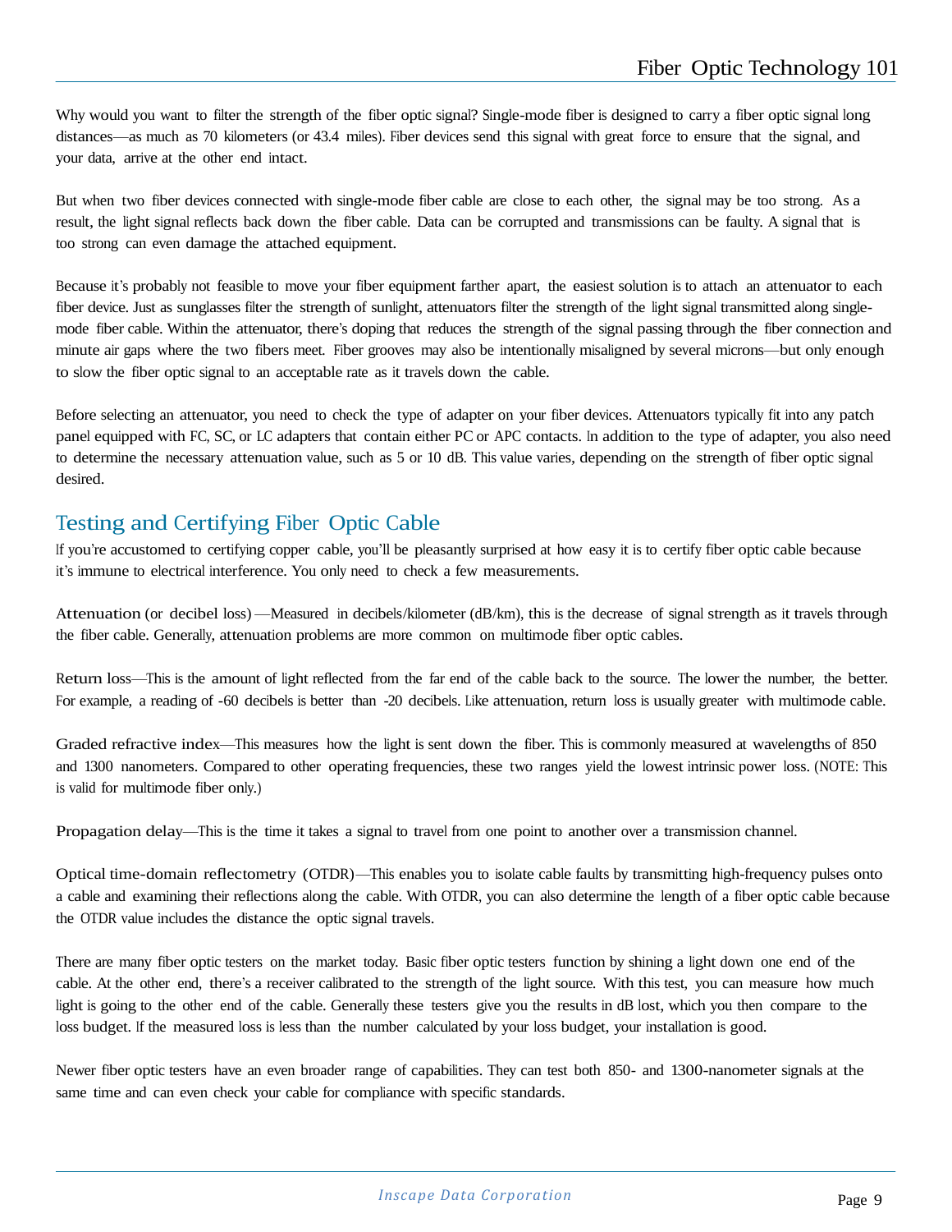Why would you want to filter the strength of the fiber optic signal? Single-mode fiber is designed to carry a fiber optic signal long distances—as much as 70 kilometers (or 43.4 miles). Fiber devices send this signal with great force to ensure that the signal, and your data, arrive at the other end intact.

But when two fiber devices connected with single-mode fiber cable are close to each other, the signal may be too strong. As a result, the light signal reflects back down the fiber cable. Data can be corrupted and transmissions can be faulty. A signal that is too strong can even damage the attached equipment.

Because it's probably not feasible to move your fiber equipment farther apart, the easiest solution is to attach an attenuator to each fiber device. Just as sunglasses filter the strength of sunlight, attenuators filter the strength of the light signal transmitted along single-mode fiber cable. Within the attenuator, there's doping that reduces the strength of the signal passing through the fiber connection and minute air gaps where the two fibers meet. Fiber grooves may also be intentionally misaligned by several microns—but only enough to slow the fiber optic signal to an acceptable rate as it travels down the cable.

Before selecting an attenuator, you need to check the type of adapter on your fiber devices. Attenuators typically fit into any patch panel equipped with FC, SC, or LC adapters that contain either PC or APC contacts. In addition to the type of adapter, you also need to determine the necessary attenuation value, such as 5 or 10 dB. This value varies, depending on the strength of fiber optic signal desired.

## Testing and Certifying Fiber Optic Cable

If you're accustomed to certifying copper cable, you'll be pleasantly surprised at how easy it is to certify fiber optic cable because it's immune to electrical interference. You only need to check a few measurements.

Attenuation (or decibel loss)—Measured in decibels/kilometer (dB/km), this is the decrease of signal strength as it travels through the fiber cable. Generally, attenuation problems are more common on multimode fiber optic cables.

Return loss—This is the amount of light reflected from the far end of the cable back to the source. The lower the number, the better. For example, a reading of -60 decibels is better than -20 decibels. Like attenuation, return loss is usually greater with multimode cable.

Graded refractive index—This measures how the light is sent down the fiber. This is commonly measured at wavelengths of 850 and 1300 nanometers. Compared to other operating frequencies, these two ranges yield the lowest intrinsic power loss. (NOTE: This is valid for multimode fiber only.)

Propagation delay—This is the time it takes a signal to travel from one point to another over a transmission channel.

Optical time-domain reflectometry (OTDR)—This enables you to isolate cable faults by transmitting high-frequency pulses onto a cable and examining their reflections along the cable. With OTDR, you can also determine the length of a fiber optic cable because the OTDR value includes the distance the optic signal travels.

There are many fiber optic testers on the market today. Basic fiber optic testers function by shining a light down one end of the cable. At the other end, there's a receiver calibrated to the strength of the light source. With this test, you can measure how much light is going to the other end of the cable. Generally these testers give you the results in dB lost, which you then compare to the loss budget. If the measured loss is less than the number calculated by your loss budget, your installation is good.

Newer fiber optic testers have an even broader range of capabilities. They can test both 850- and 1300-nanometer signals at the same time and can even check your cable for compliance with specific standards.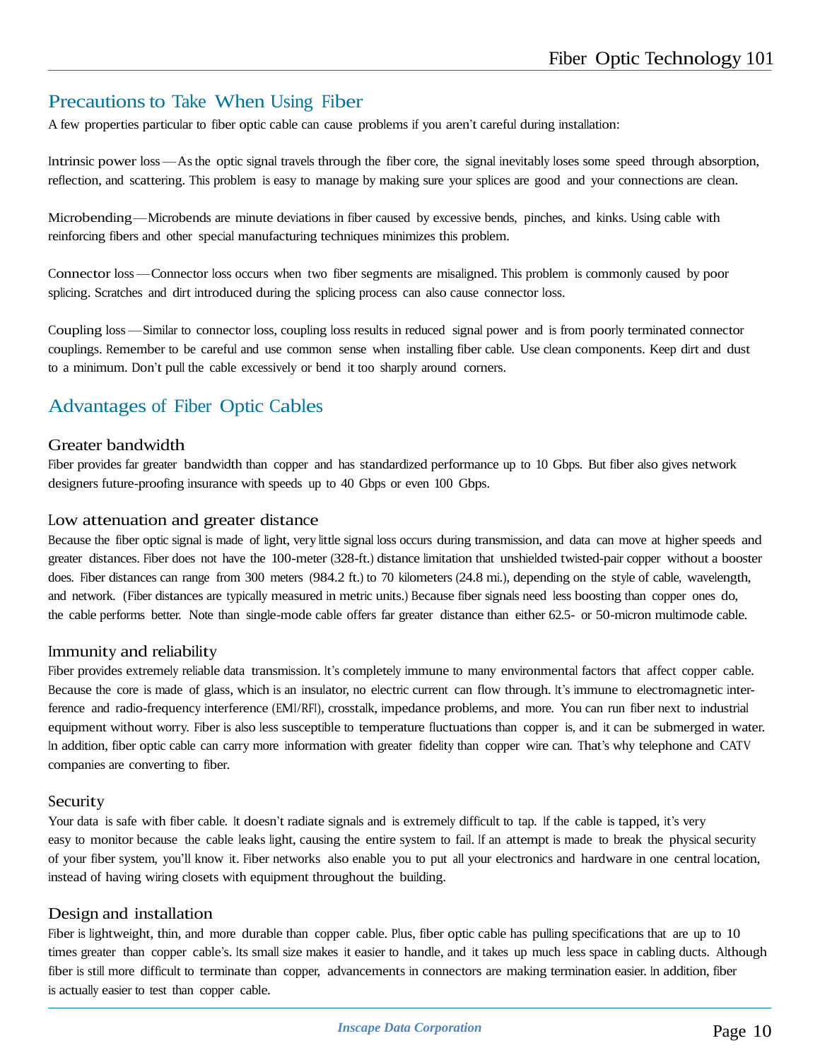## Precautions to Take When Using Fiber

A few properties particular to fiber optic cable can cause problems if you aren't careful during installation:

Intrinsic power loss—As the optic signal travels through the fiber core, the signal inevitably loses some speed through absorption, reflection, and scattering. This problem is easy to manage by making sure your splices are good and your connections are clean.

Microbending—Microbends are minute deviations in fiber caused by excessive bends, pinches, and kinks. Using cable with reinforcing fibers and other special manufacturing techniques minimizes this problem.

Connector loss—Connector loss occurs when two fiber segments are misaligned. This problem is commonly caused by poor splicing. Scratches and dirt introduced during the splicing process can also cause connector loss.

Coupling loss—Similar to connector loss, coupling loss results in reduced signal power and is from poorly terminated connector couplings. Remember to be careful and use common sense when installing fiber cable. Use clean components. Keep dirt and dust to a minimum. Don't pull the cable excessively or bend it too sharply around corners.

## Advantages of Fiber Optic Cables

### Greater bandwidth

Fiber provides far greater bandwidth than copper and has standardized performance up to 10 Gbps. But fiber also gives network designers future-proofing insurance with speeds up to 40 Gbps or even 100 Gbps.

### Low attenuation and greater distance

Because the fiber optic signal is made of light, very little signal loss occurs during transmission, and data can move at higher speeds and greater distances. Fiber does not have the 100-meter (328-ft.) distance limitation that unshielded twisted-pair copper without a booster does. Fiber distances can range from 300 meters (984.2 ft.) to 70 kilometers (24.8 mi.), depending on the style of cable, wavelength, and network. (Fiber distances are typically measured in metric units.) Because fiber signals need less boosting than copper ones do, the cable performs better. Note than single-mode cable offers far greater distance than either 62.5- or 50-micron multimode cable.

### Immunity and reliability

Fiber provides extremely reliable data transmission. It's completely immune to many environmental factors that affect copper cable. Because the core is made of glass, which is an insulator, no electric current can flow through. It's immune to electromagnetic interference and radio-frequency interference (EMI/RFI), crosstalk, impedance problems, and more. You can run fiber next to industrial equipment without worry. Fiber is also less susceptible to temperature fluctuations than copper is, and it can be submerged in water. In addition, fiber optic cable can carry more information with greater fidelity than copper wire can. That's why telephone and CATV companies are converting to fiber.

### Security

Your data is safe with fiber cable. It doesn't radiate signals and is extremely difficult to tap. If the cable is tapped, it's very easy to monitor because the cable leaks light, causing the entire system to fail. If an attempt is made to break the physical security of your fiber system, you'll know it. Fiber networks also enable you to put all your electronics and hardware in one central location, instead of having wiring closets with equipment throughout the building.

### Design and installation

Fiber is lightweight, thin, and more durable than copper cable. Plus, fiber optic cable has pulling specifications that are up to 10 times greater than copper cable's. Its small size makes it easier to handle, and it takes up much less space in cabling ducts. Although fiber is still more difficult to terminate than copper, advancements in connectors are making termination easier. In addition, fiber is actually easier to test than copper cable.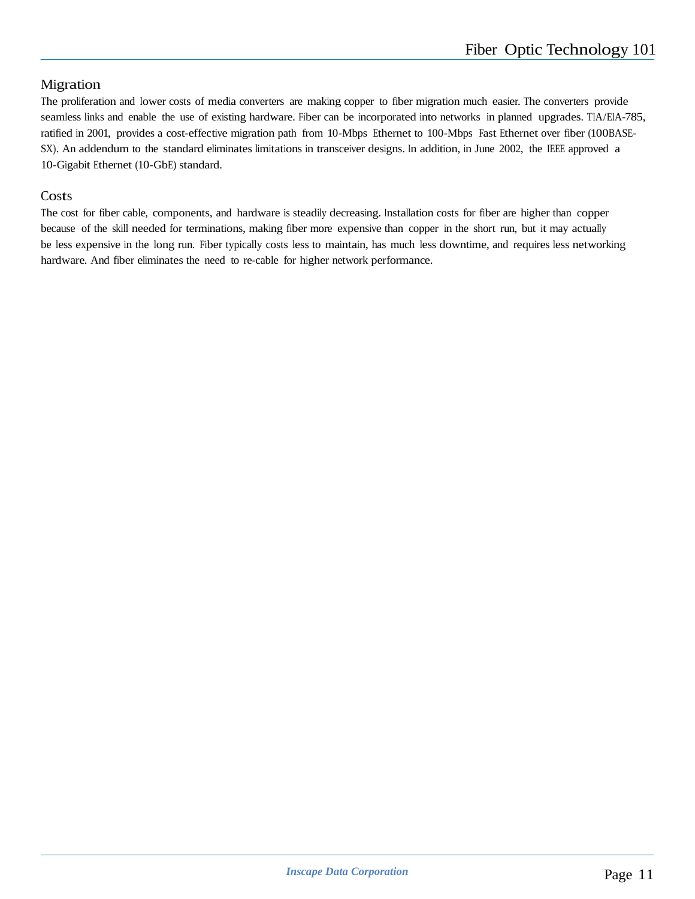## Migration

The proliferation and lower costs of media converters are making copper to fiber migration much easier. The converters provide seamless links and enable the use of existing hardware. Fiber can be incorporated into networks in planned upgrades. TIA/EIA-785, ratified in 2001, provides a cost-effective migration path from 10-Mbps Ethernet to 100-Mbps Fast Ethernet over fiber (100BASE-SX). An addendum to the standard eliminates limitations in transceiver designs. In addition, in June 2002, the IEEE approved a 10-Gigabit Ethernet (10-GbE) standard.

## Costs

The cost for fiber cable, components, and hardware is steadily decreasing. Installation costs for fiber are higher than copper because of the skill needed for terminations, making fiber more expensive than copper in the short run, but it may actually be less expensive in the long run. Fiber typically costs less to maintain, has much less downtime, and requires less networking hardware. And fiber eliminates the need to re-cable for higher network performance.